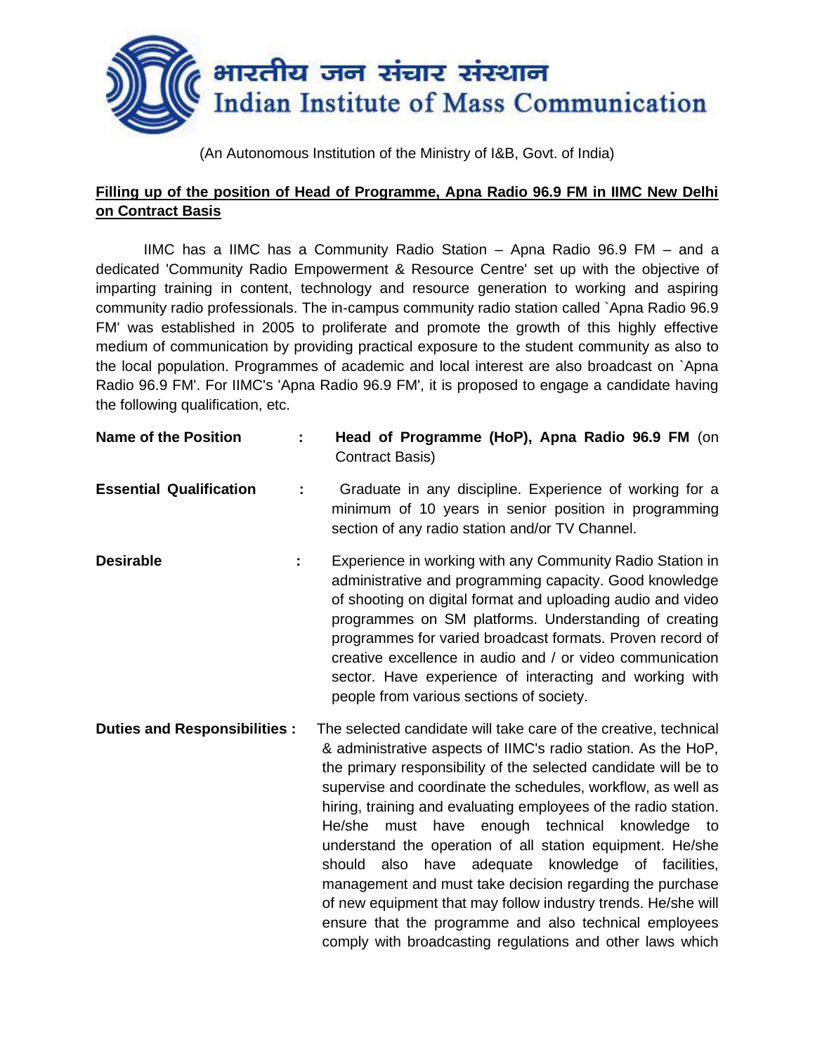# भारतीय जन संचार संस्थान
# Indian Institute of Mass Communication

(An Autonomous Institution of the Ministry of I&B, Govt. of India)

**Filling up of the position of Head of Programme, Apna Radio 96.9 FM in IIMC New Delhi on Contract Basis**

IIMC has a IIMC has a Community Radio Station – Apna Radio 96.9 FM – and a dedicated 'Community Radio Empowerment & Resource Centre' set up with the objective of imparting training in content, technology and resource generation to working and aspiring community radio professionals. The in-campus community radio station called `Apna Radio 96.9 FM' was established in 2005 to proliferate and promote the growth of this highly effective medium of communication by providing practical exposure to the student community as also to the local population. Programmes of academic and local interest are also broadcast on `Apna Radio 96.9 FM'. For IIMC's 'Apna Radio 96.9 FM', it is proposed to engage a candidate having the following qualification, etc.

**Name of the Position** : **Head of Programme (HoP), Apna Radio 96.9 FM** (on Contract Basis)

**Essential Qualification** : Graduate in any discipline. Experience of working for a minimum of 10 years in senior position in programming section of any radio station and/or TV Channel.

**Desirable** : Experience in working with any Community Radio Station in administrative and programming capacity. Good knowledge of shooting on digital format and uploading audio and video programmes on SM platforms. Understanding of creating programmes for varied broadcast formats. Proven record of creative excellence in audio and / or video communication sector. Have experience of interacting and working with people from various sections of society.

**Duties and Responsibilities** : The selected candidate will take care of the creative, technical & administrative aspects of IIMC's radio station. As the HoP, the primary responsibility of the selected candidate will be to supervise and coordinate the schedules, workflow, as well as hiring, training and evaluating employees of the radio station. He/she must have enough technical knowledge to understand the operation of all station equipment. He/she should also have adequate knowledge of facilities, management and must take decision regarding the purchase of new equipment that may follow industry trends. He/she will ensure that the programme and also technical employees comply with broadcasting regulations and other laws which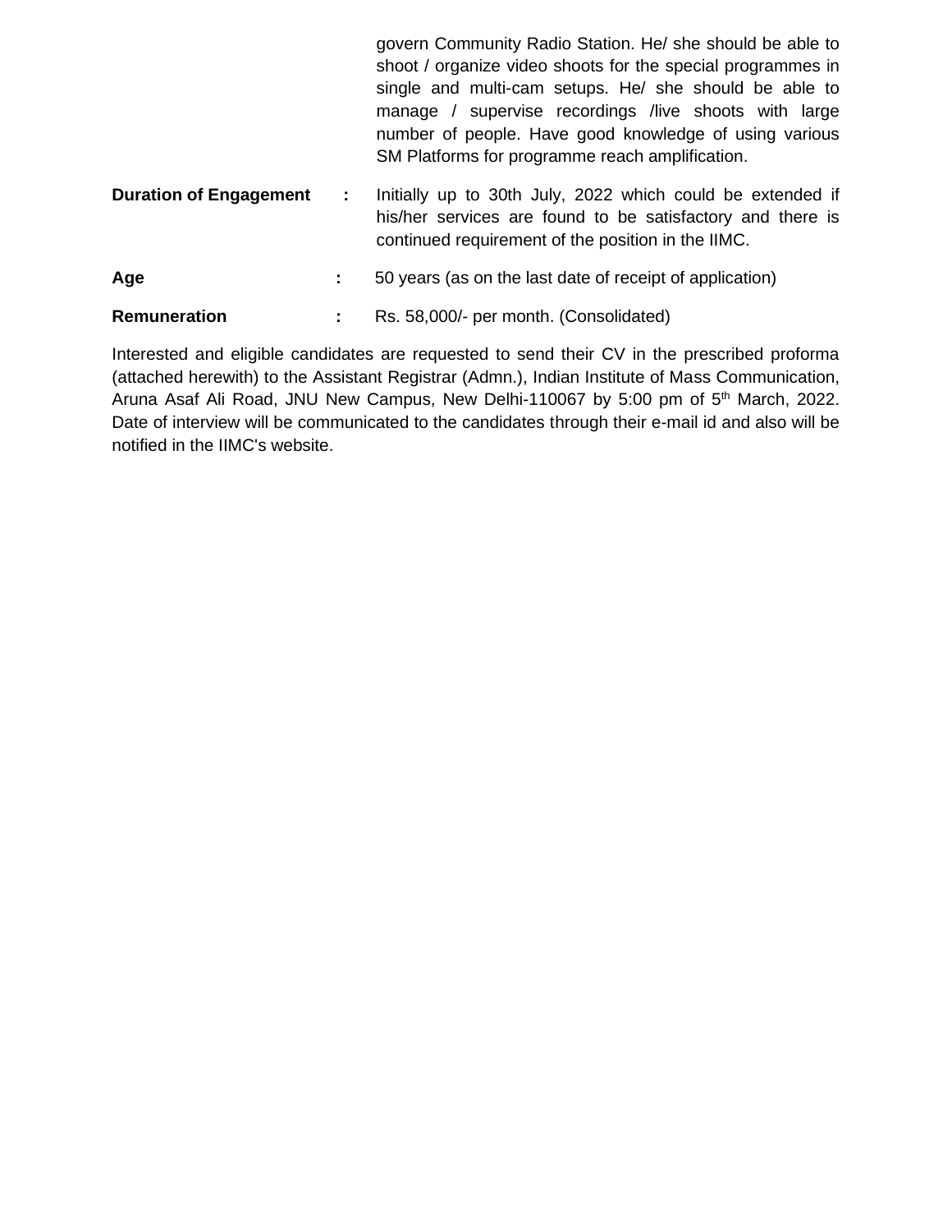govern Community Radio Station. He/ she should be able to shoot / organize video shoots for the special programmes in single and multi-cam setups. He/ she should be able to manage / supervise recordings /live shoots with large number of people. Have good knowledge of using various SM Platforms for programme reach amplification.

| | | |
|---|---|---|
| **Duration of Engagement** | **:** | Initially up to 30th July, 2022 which could be extended if his/her services are found to be satisfactory and there is continued requirement of the position in the IIMC. |
| **Age** | **:** | 50 years (as on the last date of receipt of application) |
| **Remuneration** | **:** | Rs. 58,000/- per month. (Consolidated) |

Interested and eligible candidates are requested to send their CV in the prescribed proforma (attached herewith) to the Assistant Registrar (Admn.), Indian Institute of Mass Communication, Aruna Asaf Ali Road, JNU New Campus, New Delhi-110067 by 5:00 pm of 5th March, 2022. Date of interview will be communicated to the candidates through their e-mail id and also will be notified in the IIMC's website.